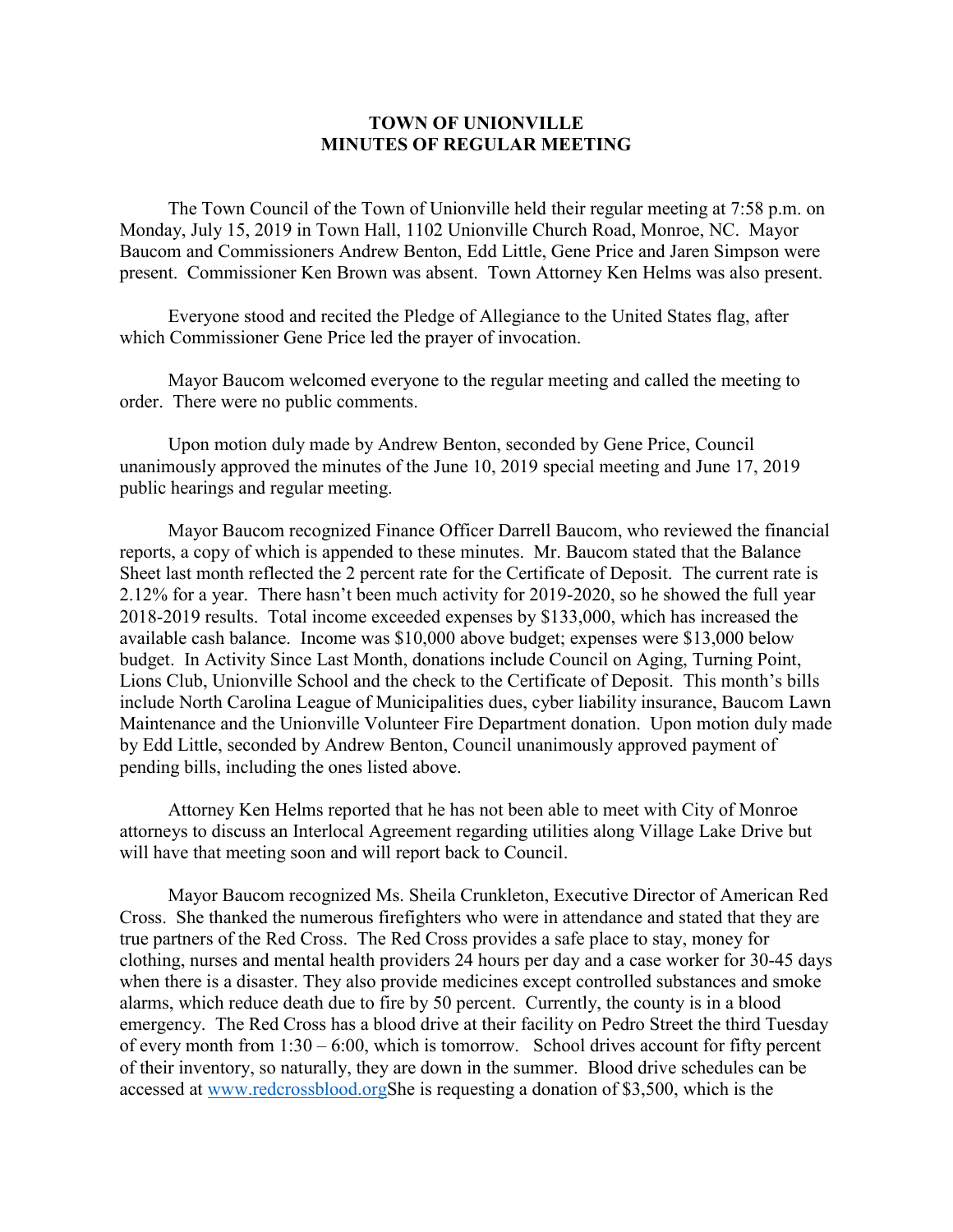# TOWN OF UNIONVILLE
## MINUTES OF REGULAR MEETING

The Town Council of the Town of Unionville held their regular meeting at 7:58 p.m. on Monday, July 15, 2019 in Town Hall, 1102 Unionville Church Road, Monroe, NC. Mayor Baucom and Commissioners Andrew Benton, Edd Little, Gene Price and Jaren Simpson were present. Commissioner Ken Brown was absent. Town Attorney Ken Helms was also present.

Everyone stood and recited the Pledge of Allegiance to the United States flag, after which Commissioner Gene Price led the prayer of invocation.

Mayor Baucom welcomed everyone to the regular meeting and called the meeting to order. There were no public comments.

Upon motion duly made by Andrew Benton, seconded by Gene Price, Council unanimously approved the minutes of the June 10, 2019 special meeting and June 17, 2019 public hearings and regular meeting.

Mayor Baucom recognized Finance Officer Darrell Baucom, who reviewed the financial reports, a copy of which is appended to these minutes. Mr. Baucom stated that the Balance Sheet last month reflected the 2 percent rate for the Certificate of Deposit. The current rate is 2.12% for a year. There hasn't been much activity for 2019-2020, so he showed the full year 2018-2019 results. Total income exceeded expenses by $133,000, which has increased the available cash balance. Income was $10,000 above budget; expenses were $13,000 below budget. In Activity Since Last Month, donations include Council on Aging, Turning Point, Lions Club, Unionville School and the check to the Certificate of Deposit. This month's bills include North Carolina League of Municipalities dues, cyber liability insurance, Baucom Lawn Maintenance and the Unionville Volunteer Fire Department donation. Upon motion duly made by Edd Little, seconded by Andrew Benton, Council unanimously approved payment of pending bills, including the ones listed above.

Attorney Ken Helms reported that he has not been able to meet with City of Monroe attorneys to discuss an Interlocal Agreement regarding utilities along Village Lake Drive but will have that meeting soon and will report back to Council.

Mayor Baucom recognized Ms. Sheila Crunkleton, Executive Director of American Red Cross. She thanked the numerous firefighters who were in attendance and stated that they are true partners of the Red Cross. The Red Cross provides a safe place to stay, money for clothing, nurses and mental health providers 24 hours per day and a case worker for 30-45 days when there is a disaster. They also provide medicines except controlled substances and smoke alarms, which reduce death due to fire by 50 percent. Currently, the county is in a blood emergency. The Red Cross has a blood drive at their facility on Pedro Street the third Tuesday of every month from 1:30 – 6:00, which is tomorrow. School drives account for fifty percent of their inventory, so naturally, they are down in the summer. Blood drive schedules can be accessed at [www.redcrossblood.org](http://www.redcrossblood.org)She is requesting a donation of $3,500, which is the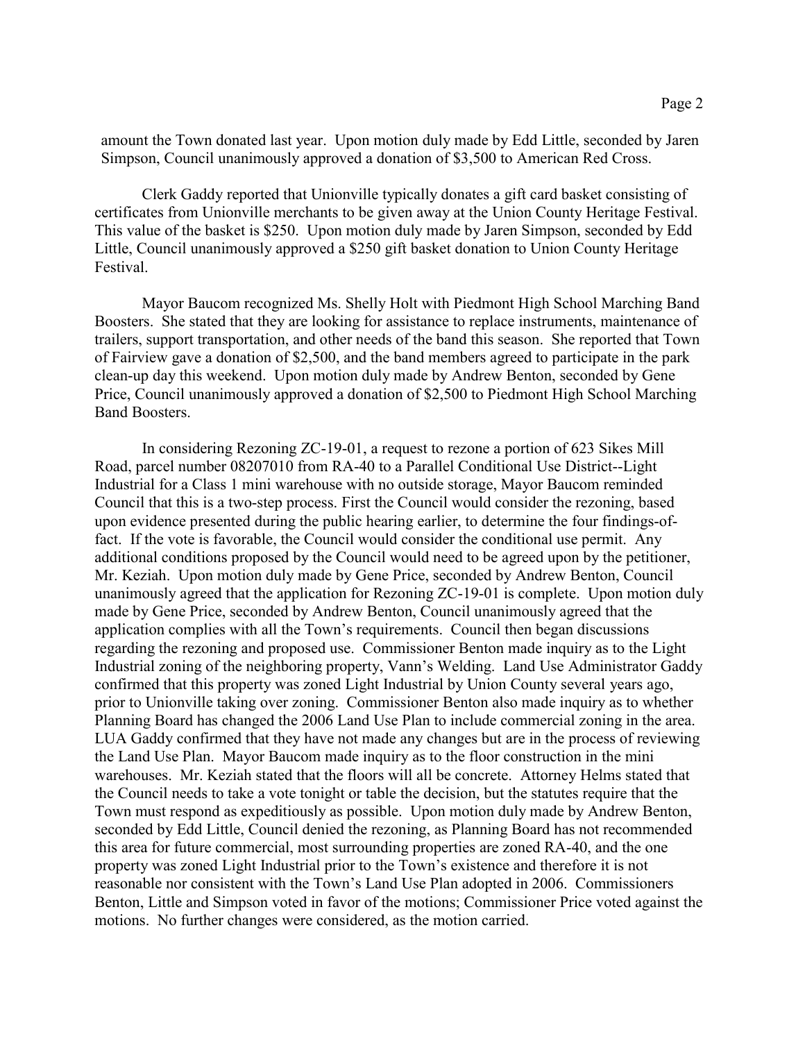amount the Town donated last year. Upon motion duly made by Edd Little, seconded by Jaren Simpson, Council unanimously approved a donation of $3,500 to American Red Cross.

Clerk Gaddy reported that Unionville typically donates a gift card basket consisting of certificates from Unionville merchants to be given away at the Union County Heritage Festival. This value of the basket is $250. Upon motion duly made by Jaren Simpson, seconded by Edd Little, Council unanimously approved a $250 gift basket donation to Union County Heritage Festival.

Mayor Baucom recognized Ms. Shelly Holt with Piedmont High School Marching Band Boosters. She stated that they are looking for assistance to replace instruments, maintenance of trailers, support transportation, and other needs of the band this season. She reported that Town of Fairview gave a donation of $2,500, and the band members agreed to participate in the park clean-up day this weekend. Upon motion duly made by Andrew Benton, seconded by Gene Price, Council unanimously approved a donation of $2,500 to Piedmont High School Marching Band Boosters.

In considering Rezoning ZC-19-01, a request to rezone a portion of 623 Sikes Mill Road, parcel number 08207010 from RA-40 to a Parallel Conditional Use District--Light Industrial for a Class 1 mini warehouse with no outside storage, Mayor Baucom reminded Council that this is a two-step process. First the Council would consider the rezoning, based upon evidence presented during the public hearing earlier, to determine the four findings-of-fact. If the vote is favorable, the Council would consider the conditional use permit. Any additional conditions proposed by the Council would need to be agreed upon by the petitioner, Mr. Keziah. Upon motion duly made by Gene Price, seconded by Andrew Benton, Council unanimously agreed that the application for Rezoning ZC-19-01 is complete. Upon motion duly made by Gene Price, seconded by Andrew Benton, Council unanimously agreed that the application complies with all the Town's requirements. Council then began discussions regarding the rezoning and proposed use. Commissioner Benton made inquiry as to the Light Industrial zoning of the neighboring property, Vann's Welding. Land Use Administrator Gaddy confirmed that this property was zoned Light Industrial by Union County several years ago, prior to Unionville taking over zoning. Commissioner Benton also made inquiry as to whether Planning Board has changed the 2006 Land Use Plan to include commercial zoning in the area. LUA Gaddy confirmed that they have not made any changes but are in the process of reviewing the Land Use Plan. Mayor Baucom made inquiry as to the floor construction in the mini warehouses. Mr. Keziah stated that the floors will all be concrete. Attorney Helms stated that the Council needs to take a vote tonight or table the decision, but the statutes require that the Town must respond as expeditiously as possible. Upon motion duly made by Andrew Benton, seconded by Edd Little, Council denied the rezoning, as Planning Board has not recommended this area for future commercial, most surrounding properties are zoned RA-40, and the one property was zoned Light Industrial prior to the Town's existence and therefore it is not reasonable nor consistent with the Town's Land Use Plan adopted in 2006. Commissioners Benton, Little and Simpson voted in favor of the motions; Commissioner Price voted against the motions. No further changes were considered, as the motion carried.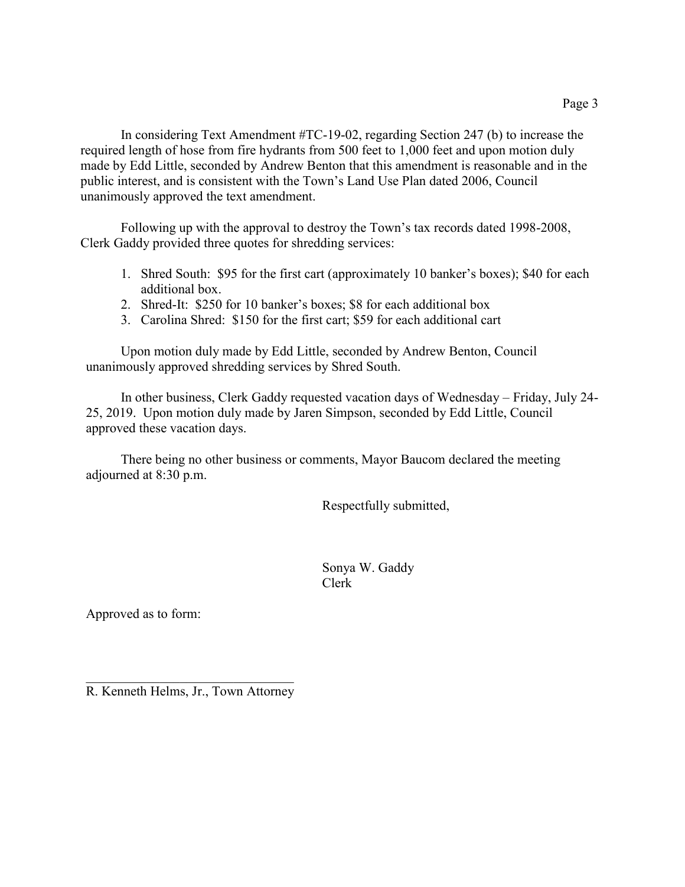In considering Text Amendment #TC-19-02, regarding Section 247 (b) to increase the required length of hose from fire hydrants from 500 feet to 1,000 feet and upon motion duly made by Edd Little, seconded by Andrew Benton that this amendment is reasonable and in the public interest, and is consistent with the Town's Land Use Plan dated 2006, Council unanimously approved the text amendment.

Following up with the approval to destroy the Town's tax records dated 1998-2008, Clerk Gaddy provided three quotes for shredding services:

1. Shred South: $95 for the first cart (approximately 10 banker's boxes); $40 for each additional box.
2. Shred-It: $250 for 10 banker's boxes; $8 for each additional box
3. Carolina Shred: $150 for the first cart; $59 for each additional cart

Upon motion duly made by Edd Little, seconded by Andrew Benton, Council unanimously approved shredding services by Shred South.

In other business, Clerk Gaddy requested vacation days of Wednesday – Friday, July 24-25, 2019. Upon motion duly made by Jaren Simpson, seconded by Edd Little, Council approved these vacation days.

There being no other business or comments, Mayor Baucom declared the meeting adjourned at 8:30 p.m.

Respectfully submitted,

Sonya W. Gaddy
Clerk

Approved as to form:

\_\_\_\_\_\_\_\_\_\_\_\_\_\_\_\_\_\_\_\_\_\_\_\_\_\_\_\_\_\_\_\_\_\_
R. Kenneth Helms, Jr., Town Attorney